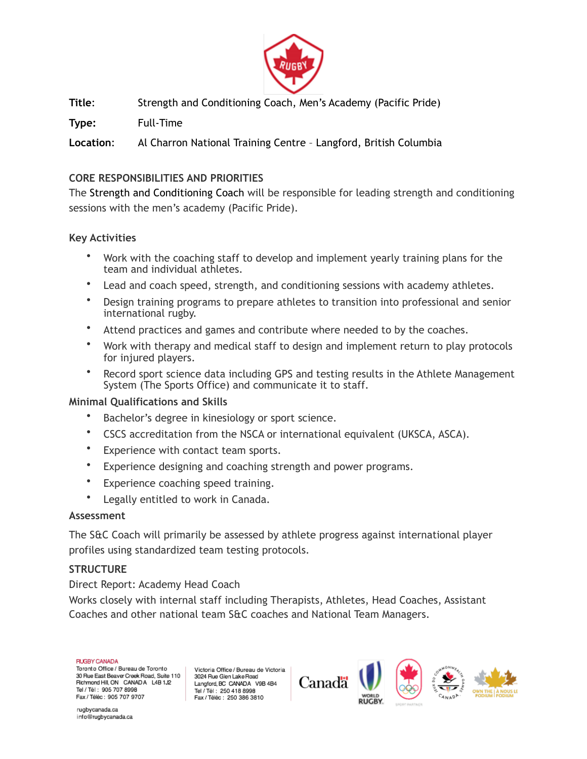**Title:** Strength and Conditioning Coach, Men's Academy (Pacific Pride)

**Type:** Full-Time

**Location:** Al Charron National Training Centre – Langford, British Columbia

## CORE RESPONSIBILITIES AND PRIORITIES

The Strength and Conditioning Coach will be responsible for leading strength and conditioning sessions with the men's academy (Pacific Pride).

### Key Activities

- Work with the coaching staff to develop and implement yearly training plans for the team and individual athletes.
- Lead and coach speed, strength, and conditioning sessions with academy athletes.
- Design training programs to prepare athletes to transition into professional and senior international rugby.
- Attend practices and games and contribute where needed to by the coaches.
- Work with therapy and medical staff to design and implement return to play protocols for injured players.
- Record sport science data including GPS and testing results in the Athlete Management System (The Sports Office) and communicate it to staff.

### Minimal Qualifications and Skills

- Bachelor's degree in kinesiology or sport science.
- CSCS accreditation from the NSCA or international equivalent (UKSCA, ASCA).
- Experience with contact team sports.
- Experience designing and coaching strength and power programs.
- Experience coaching speed training.
- Legally entitled to work in Canada.

### Assessment

The S&C Coach will primarily be assessed by athlete progress against international player profiles using standardized team testing protocols.

## STRUCTURE

Direct Report: Academy Head Coach

Works closely with internal staff including Therapists, Athletes, Head Coaches, Assistant Coaches and other national team S&C coaches and National Team Managers.

RUGBY CANADA
Toronto Office / Bureau de Toronto
30 Rue East Beaver Creek Road, Suite 110
Richmond Hill, ON CANADA L4B 1J2
Tel / Tél : 905 707 8998
Fax / Téléc : 905 707 9707

Victoria Office / Bureau de Victoria
3024 Rue Glen Lake Road
Langford, BC CANADA V9B 4B4
Tel / Tél : 250 418 8998
Fax / Téléc : 250 386 3810

rugbycanada.ca
info@rugbycanada.ca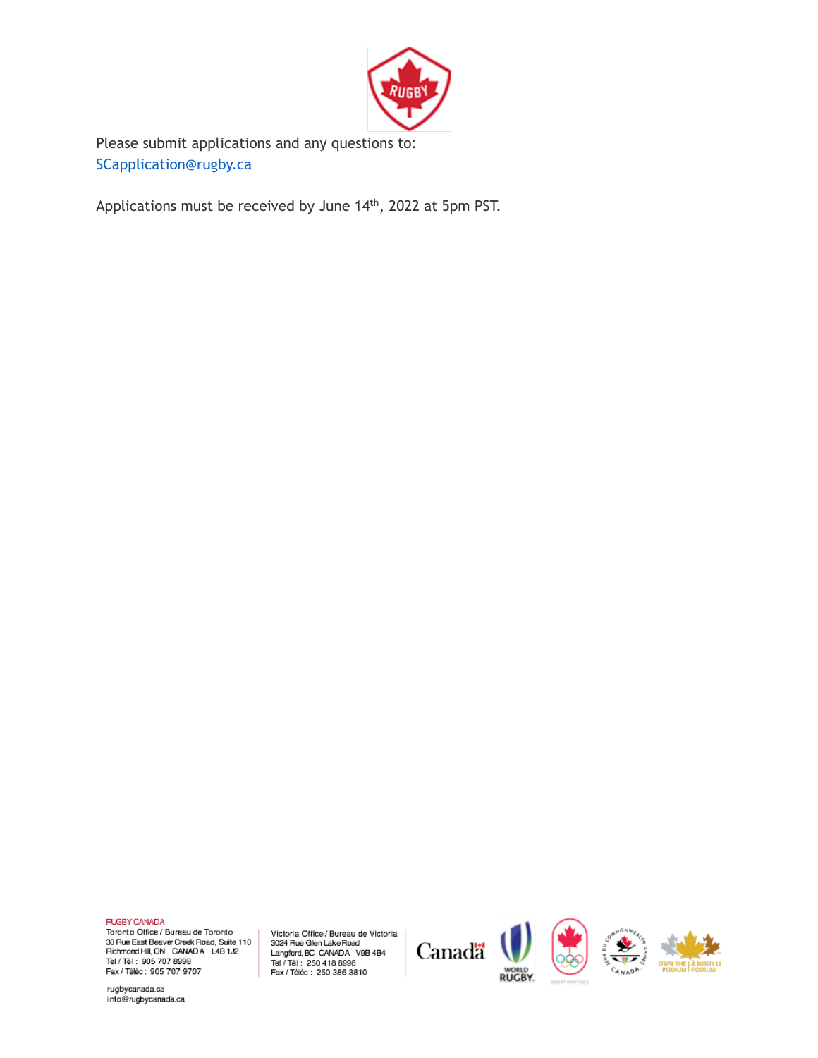Please submit applications and any questions to:
SCapplication@rugby.ca

Applications must be received by June 14th, 2022 at 5pm PST.